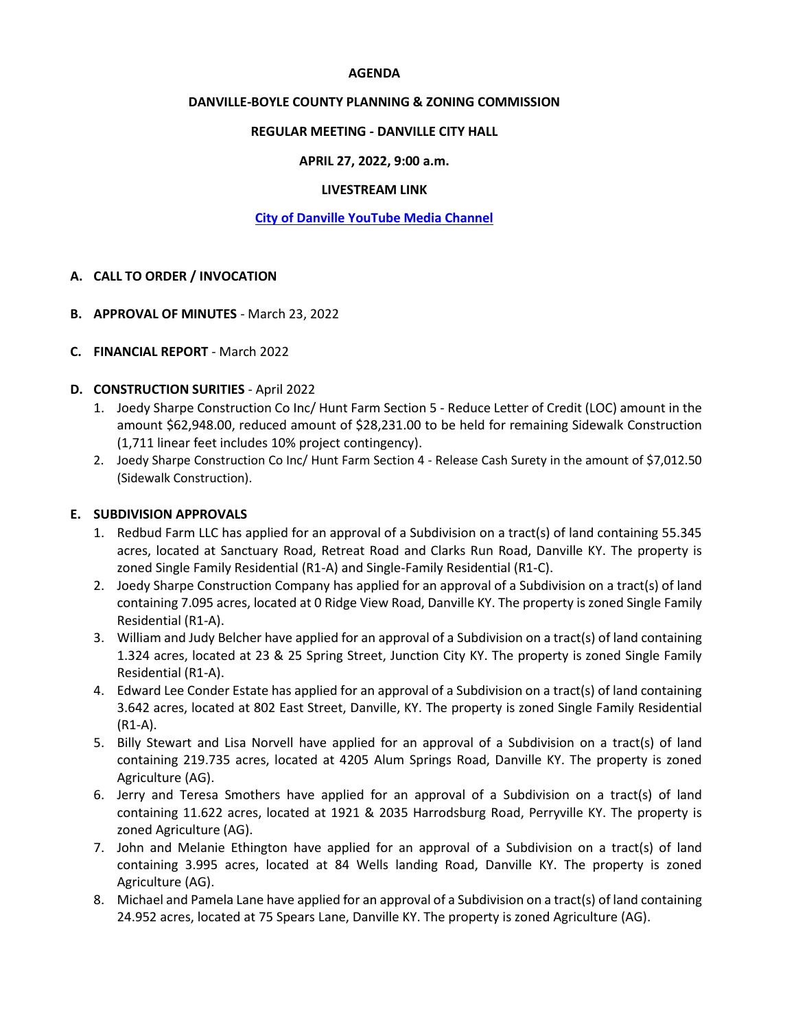**AGENDA**

**DANVILLE-BOYLE COUNTY PLANNING & ZONING COMMISSION**

**REGULAR MEETING - DANVILLE CITY HALL**

**APRIL 27, 2022, 9:00 a.m.**

**LIVESTREAM LINK**

**City of Danville YouTube Media Channel**

**A. CALL TO ORDER / INVOCATION**

**B. APPROVAL OF MINUTES** - March 23, 2022

**C. FINANCIAL REPORT** - March 2022

**D. CONSTRUCTION SURITIES** - April 2022

1. Joedy Sharpe Construction Co Inc/ Hunt Farm Section 5 - Reduce Letter of Credit (LOC) amount in the amount $62,948.00, reduced amount of $28,231.00 to be held for remaining Sidewalk Construction (1,711 linear feet includes 10% project contingency).
2. Joedy Sharpe Construction Co Inc/ Hunt Farm Section 4 - Release Cash Surety in the amount of $7,012.50 (Sidewalk Construction).

**E. SUBDIVISION APPROVALS**

1. Redbud Farm LLC has applied for an approval of a Subdivision on a tract(s) of land containing 55.345 acres, located at Sanctuary Road, Retreat Road and Clarks Run Road, Danville KY. The property is zoned Single Family Residential (R1-A) and Single-Family Residential (R1-C).
2. Joedy Sharpe Construction Company has applied for an approval of a Subdivision on a tract(s) of land containing 7.095 acres, located at 0 Ridge View Road, Danville KY. The property is zoned Single Family Residential (R1-A).
3. William and Judy Belcher have applied for an approval of a Subdivision on a tract(s) of land containing 1.324 acres, located at 23 & 25 Spring Street, Junction City KY. The property is zoned Single Family Residential (R1-A).
4. Edward Lee Conder Estate has applied for an approval of a Subdivision on a tract(s) of land containing 3.642 acres, located at 802 East Street, Danville, KY. The property is zoned Single Family Residential (R1-A).
5. Billy Stewart and Lisa Norvell have applied for an approval of a Subdivision on a tract(s) of land containing 219.735 acres, located at 4205 Alum Springs Road, Danville KY. The property is zoned Agriculture (AG).
6. Jerry and Teresa Smothers have applied for an approval of a Subdivision on a tract(s) of land containing 11.622 acres, located at 1921 & 2035 Harrodsburg Road, Perryville KY. The property is zoned Agriculture (AG).
7. John and Melanie Ethington have applied for an approval of a Subdivision on a tract(s) of land containing 3.995 acres, located at 84 Wells landing Road, Danville KY. The property is zoned Agriculture (AG).
8. Michael and Pamela Lane have applied for an approval of a Subdivision on a tract(s) of land containing 24.952 acres, located at 75 Spears Lane, Danville KY. The property is zoned Agriculture (AG).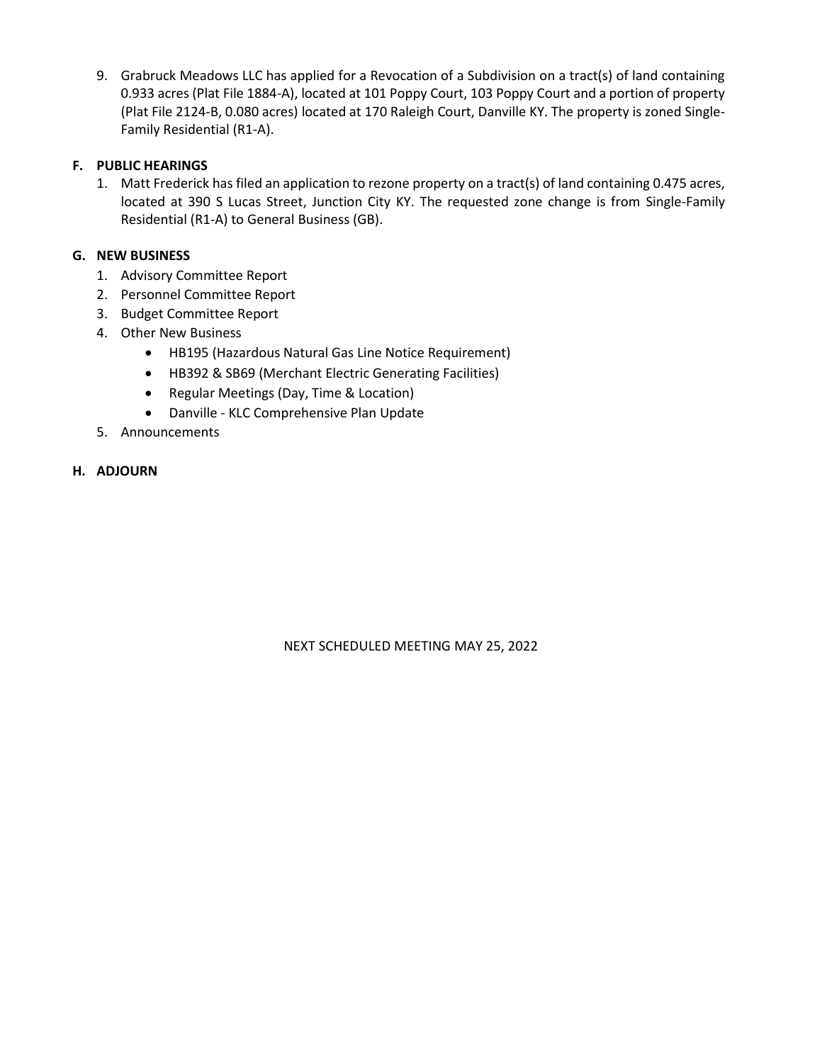9. Grabruck Meadows LLC has applied for a Revocation of a Subdivision on a tract(s) of land containing 0.933 acres (Plat File 1884-A), located at 101 Poppy Court, 103 Poppy Court and a portion of property (Plat File 2124-B, 0.080 acres) located at 170 Raleigh Court, Danville KY. The property is zoned Single-Family Residential (R1-A).

**F. PUBLIC HEARINGS**

1. Matt Frederick has filed an application to rezone property on a tract(s) of land containing 0.475 acres, located at 390 S Lucas Street, Junction City KY. The requested zone change is from Single-Family Residential (R1-A) to General Business (GB).

**G. NEW BUSINESS**

1. Advisory Committee Report
2. Personnel Committee Report
3. Budget Committee Report
4. Other New Business
    - HB195 (Hazardous Natural Gas Line Notice Requirement)
    - HB392 & SB69 (Merchant Electric Generating Facilities)
    - Regular Meetings (Day, Time & Location)
    - Danville - KLC Comprehensive Plan Update
5. Announcements

**H. ADJOURN**

NEXT SCHEDULED MEETING MAY 25, 2022